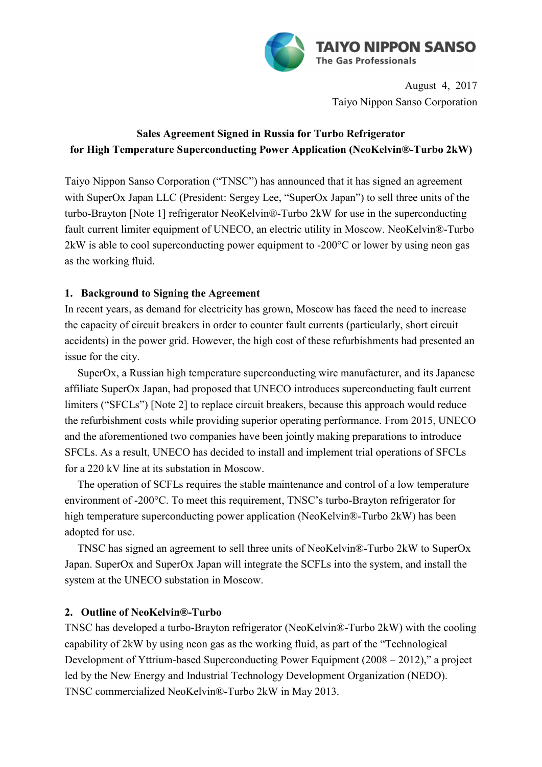TAIYO NIPPON SANSO
The Gas Professionals

August 4, 2017
Taiyo Nippon Sanso Corporation

**Sales Agreement Signed in Russia for Turbo Refrigerator for High Temperature Superconducting Power Application (NeoKelvin®-Turbo 2kW)**

Taiyo Nippon Sanso Corporation ("TNSC") has announced that it has signed an agreement with SuperOx Japan LLC (President: Sergey Lee, "SuperOx Japan") to sell three units of the turbo-Brayton [Note 1] refrigerator NeoKelvin®-Turbo 2kW for use in the superconducting fault current limiter equipment of UNECO, an electric utility in Moscow. NeoKelvin®-Turbo 2kW is able to cool superconducting power equipment to -200°C or lower by using neon gas as the working fluid.

**1. Background to Signing the Agreement**

In recent years, as demand for electricity has grown, Moscow has faced the need to increase the capacity of circuit breakers in order to counter fault currents (particularly, short circuit accidents) in the power grid. However, the high cost of these refurbishments had presented an issue for the city.

SuperOx, a Russian high temperature superconducting wire manufacturer, and its Japanese affiliate SuperOx Japan, had proposed that UNECO introduces superconducting fault current limiters ("SFCLs") [Note 2] to replace circuit breakers, because this approach would reduce the refurbishment costs while providing superior operating performance. From 2015, UNECO and the aforementioned two companies have been jointly making preparations to introduce SFCLs. As a result, UNECO has decided to install and implement trial operations of SFCLs for a 220 kV line at its substation in Moscow.

The operation of SCFLs requires the stable maintenance and control of a low temperature environment of -200°C. To meet this requirement, TNSC's turbo-Brayton refrigerator for high temperature superconducting power application (NeoKelvin®-Turbo 2kW) has been adopted for use.

TNSC has signed an agreement to sell three units of NeoKelvin®-Turbo 2kW to SuperOx Japan. SuperOx and SuperOx Japan will integrate the SCFLs into the system, and install the system at the UNECO substation in Moscow.

**2. Outline of NeoKelvin®-Turbo**

TNSC has developed a turbo-Brayton refrigerator (NeoKelvin®-Turbo 2kW) with the cooling capability of 2kW by using neon gas as the working fluid, as part of the "Technological Development of Yttrium-based Superconducting Power Equipment (2008 – 2012)," a project led by the New Energy and Industrial Technology Development Organization (NEDO). TNSC commercialized NeoKelvin®-Turbo 2kW in May 2013.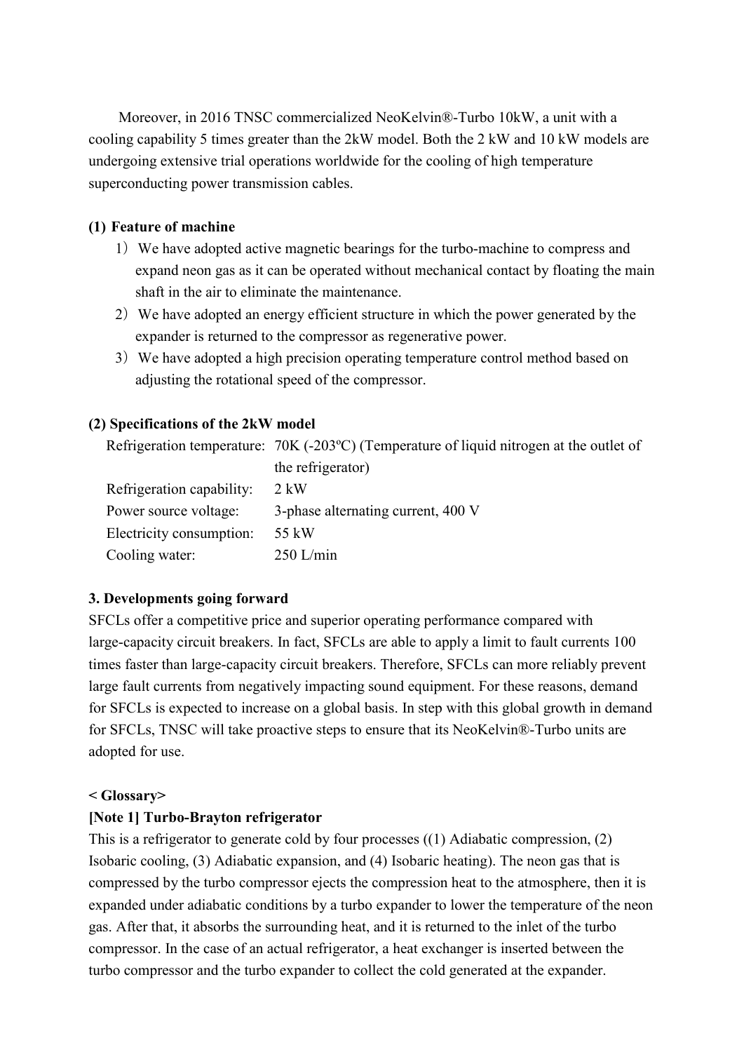Moreover, in 2016 TNSC commercialized NeoKelvin®-Turbo 10kW, a unit with a cooling capability 5 times greater than the 2kW model. Both the 2 kW and 10 kW models are undergoing extensive trial operations worldwide for the cooling of high temperature superconducting power transmission cables.

**(1) Feature of machine**

1) We have adopted active magnetic bearings for the turbo-machine to compress and expand neon gas as it can be operated without mechanical contact by floating the main shaft in the air to eliminate the maintenance.
2) We have adopted an energy efficient structure in which the power generated by the expander is returned to the compressor as regenerative power.
3) We have adopted a high precision operating temperature control method based on adjusting the rotational speed of the compressor.

**(2) Specifications of the 2kW model**

| | |
|---|---|
| Refrigeration temperature: | 70K (-203ºC) (Temperature of liquid nitrogen at the outlet of the refrigerator) |
| Refrigeration capability: | 2 kW |
| Power source voltage: | 3-phase alternating current, 400 V |
| Electricity consumption: | 55 kW |
| Cooling water: | 250 L/min |

**3. Developments going forward**

SFCLs offer a competitive price and superior operating performance compared with large-capacity circuit breakers. In fact, SFCLs are able to apply a limit to fault currents 100 times faster than large-capacity circuit breakers. Therefore, SFCLs can more reliably prevent large fault currents from negatively impacting sound equipment. For these reasons, demand for SFCLs is expected to increase on a global basis. In step with this global growth in demand for SFCLs, TNSC will take proactive steps to ensure that its NeoKelvin®-Turbo units are adopted for use.

**< Glossary>**

**[Note 1] Turbo-Brayton refrigerator**

This is a refrigerator to generate cold by four processes ((1) Adiabatic compression, (2) Isobaric cooling, (3) Adiabatic expansion, and (4) Isobaric heating). The neon gas that is compressed by the turbo compressor ejects the compression heat to the atmosphere, then it is expanded under adiabatic conditions by a turbo expander to lower the temperature of the neon gas. After that, it absorbs the surrounding heat, and it is returned to the inlet of the turbo compressor. In the case of an actual refrigerator, a heat exchanger is inserted between the turbo compressor and the turbo expander to collect the cold generated at the expander.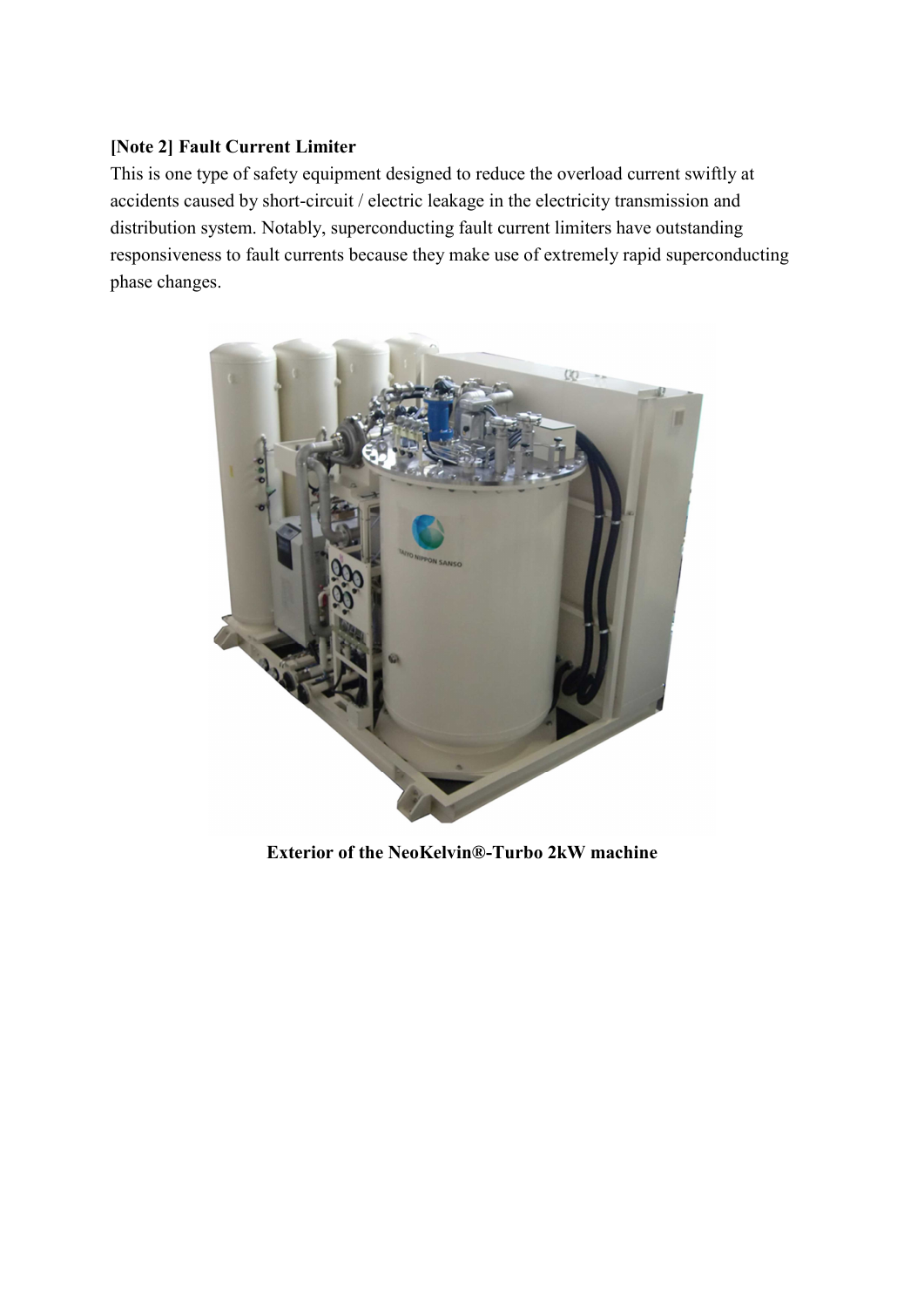**[Note 2] Fault Current Limiter**

This is one type of safety equipment designed to reduce the overload current swiftly at accidents caused by short-circuit / electric leakage in the electricity transmission and distribution system. Notably, superconducting fault current limiters have outstanding responsiveness to fault currents because they make use of extremely rapid superconducting phase changes.

**Exterior of the NeoKelvin®-Turbo 2kW machine**